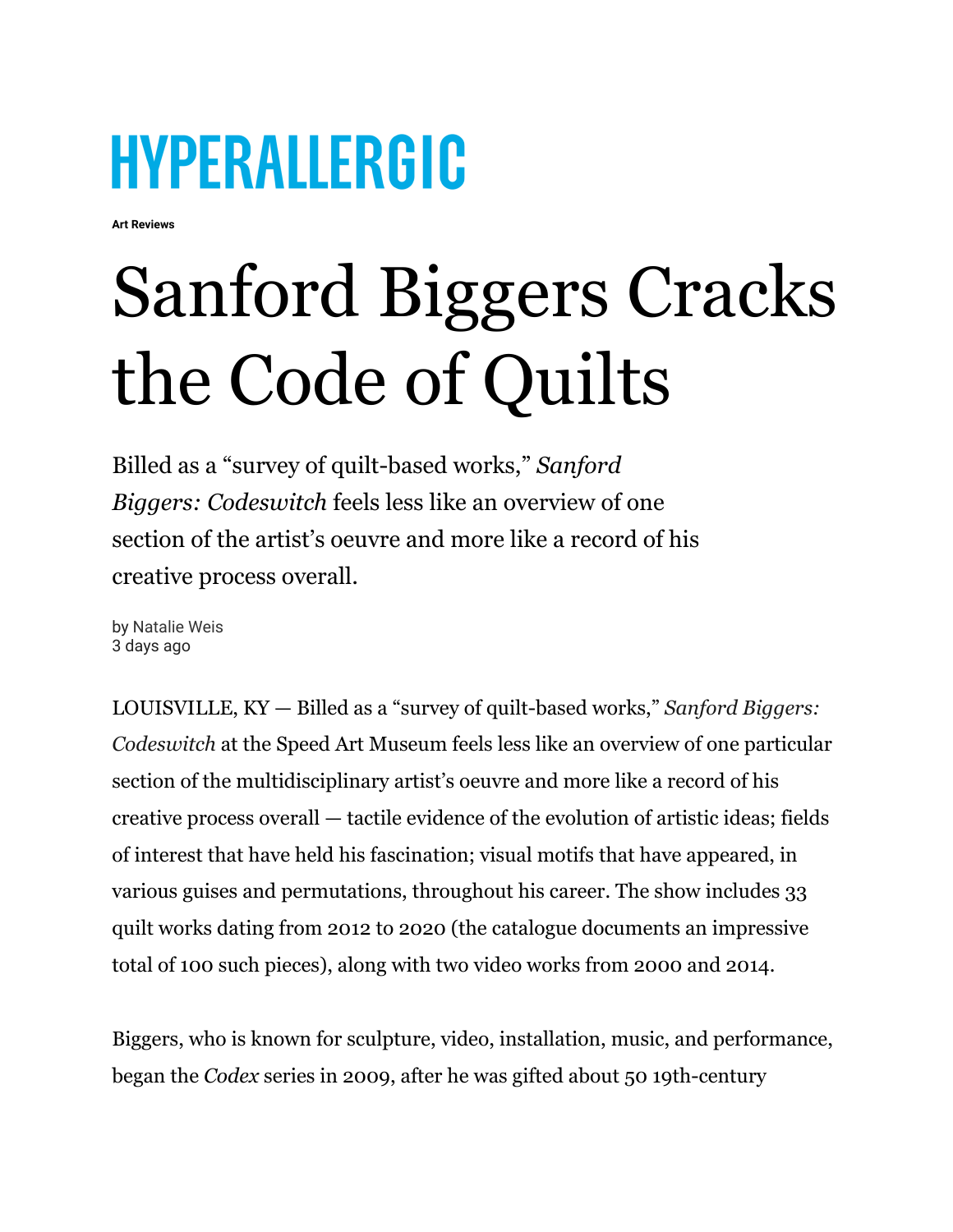HYPERALLERGIC

**Art Reviews**

# Sanford Biggers Cracks the Code of Quilts

Billed as a "survey of quilt-based works," *Sanford Biggers: Codeswitch* feels less like an overview of one section of the artist's oeuvre and more like a record of his creative process overall.

by Natalie Weis
3 days ago

LOUISVILLE, KY — Billed as a "survey of quilt-based works," *Sanford Biggers: Codeswitch* at the Speed Art Museum feels less like an overview of one particular section of the multidisciplinary artist's oeuvre and more like a record of his creative process overall — tactile evidence of the evolution of artistic ideas; fields of interest that have held his fascination; visual motifs that have appeared, in various guises and permutations, throughout his career. The show includes 33 quilt works dating from 2012 to 2020 (the catalogue documents an impressive total of 100 such pieces), along with two video works from 2000 and 2014.

Biggers, who is known for sculpture, video, installation, music, and performance, began the *Codex* series in 2009, after he was gifted about 50 19th-century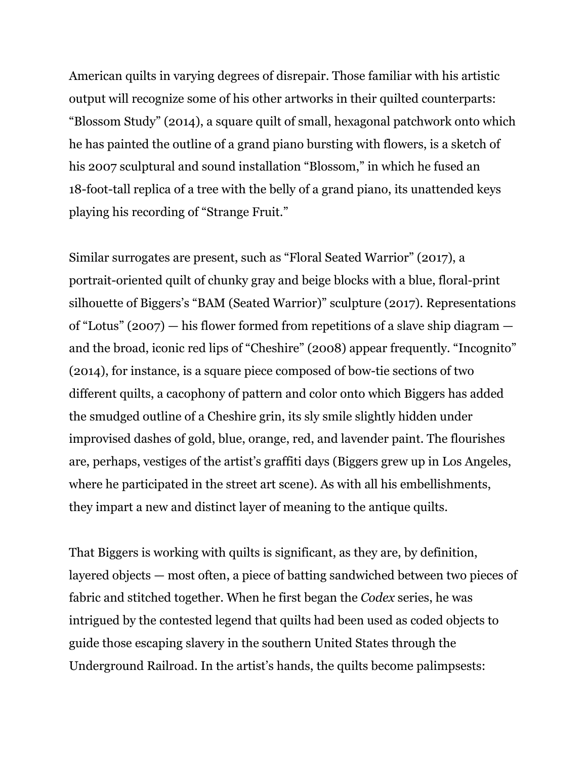American quilts in varying degrees of disrepair. Those familiar with his artistic output will recognize some of his other artworks in their quilted counterparts: “Blossom Study” (2014), a square quilt of small, hexagonal patchwork onto which he has painted the outline of a grand piano bursting with flowers, is a sketch of his 2007 sculptural and sound installation “Blossom,” in which he fused an 18-foot-tall replica of a tree with the belly of a grand piano, its unattended keys playing his recording of “Strange Fruit.”

Similar surrogates are present, such as “Floral Seated Warrior” (2017), a portrait-oriented quilt of chunky gray and beige blocks with a blue, floral-print silhouette of Biggers’s “BAM (Seated Warrior)” sculpture (2017). Representations of “Lotus” (2007) — his flower formed from repetitions of a slave ship diagram — and the broad, iconic red lips of “Cheshire” (2008) appear frequently. “Incognito” (2014), for instance, is a square piece composed of bow-tie sections of two different quilts, a cacophony of pattern and color onto which Biggers has added the smudged outline of a Cheshire grin, its sly smile slightly hidden under improvised dashes of gold, blue, orange, red, and lavender paint. The flourishes are, perhaps, vestiges of the artist’s graffiti days (Biggers grew up in Los Angeles, where he participated in the street art scene). As with all his embellishments, they impart a new and distinct layer of meaning to the antique quilts.

That Biggers is working with quilts is significant, as they are, by definition, layered objects — most often, a piece of batting sandwiched between two pieces of fabric and stitched together. When he first began the *Codex* series, he was intrigued by the contested legend that quilts had been used as coded objects to guide those escaping slavery in the southern United States through the Underground Railroad. In the artist’s hands, the quilts become palimpsests: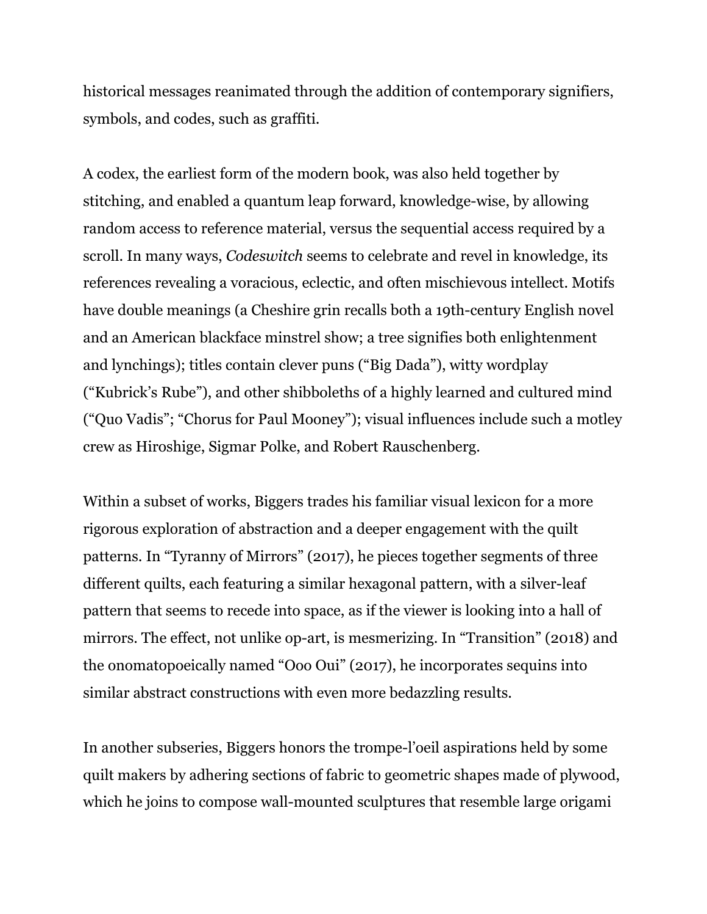historical messages reanimated through the addition of contemporary signifiers, symbols, and codes, such as graffiti.

A codex, the earliest form of the modern book, was also held together by stitching, and enabled a quantum leap forward, knowledge-wise, by allowing random access to reference material, versus the sequential access required by a scroll. In many ways, *Codeswitch* seems to celebrate and revel in knowledge, its references revealing a voracious, eclectic, and often mischievous intellect. Motifs have double meanings (a Cheshire grin recalls both a 19th-century English novel and an American blackface minstrel show; a tree signifies both enlightenment and lynchings); titles contain clever puns ("Big Dada"), witty wordplay ("Kubrick's Rube"), and other shibboleths of a highly learned and cultured mind ("Quo Vadis"; "Chorus for Paul Mooney"); visual influences include such a motley crew as Hiroshige, Sigmar Polke, and Robert Rauschenberg.

Within a subset of works, Biggers trades his familiar visual lexicon for a more rigorous exploration of abstraction and a deeper engagement with the quilt patterns. In "Tyranny of Mirrors" (2017), he pieces together segments of three different quilts, each featuring a similar hexagonal pattern, with a silver-leaf pattern that seems to recede into space, as if the viewer is looking into a hall of mirrors. The effect, not unlike op-art, is mesmerizing. In "Transition" (2018) and the onomatopoeically named "Ooo Oui" (2017), he incorporates sequins into similar abstract constructions with even more bedazzling results.

In another subseries, Biggers honors the trompe-l'oeil aspirations held by some quilt makers by adhering sections of fabric to geometric shapes made of plywood, which he joins to compose wall-mounted sculptures that resemble large origami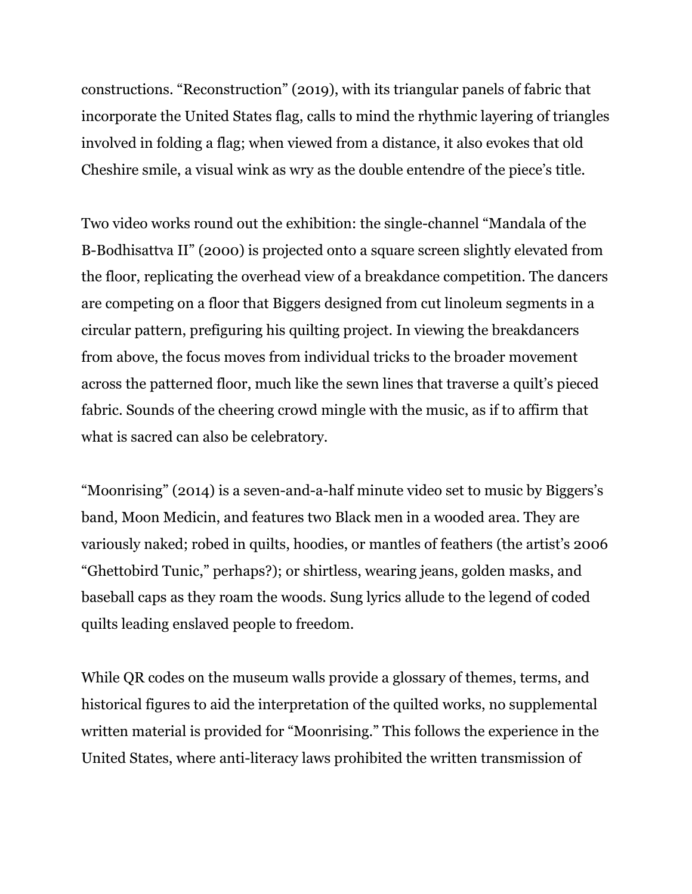constructions. “Reconstruction” (2019), with its triangular panels of fabric that incorporate the United States flag, calls to mind the rhythmic layering of triangles involved in folding a flag; when viewed from a distance, it also evokes that old Cheshire smile, a visual wink as wry as the double entendre of the piece’s title.

Two video works round out the exhibition: the single-channel “Mandala of the B-Bodhisattva II” (2000) is projected onto a square screen slightly elevated from the floor, replicating the overhead view of a breakdance competition. The dancers are competing on a floor that Biggers designed from cut linoleum segments in a circular pattern, prefiguring his quilting project. In viewing the breakdancers from above, the focus moves from individual tricks to the broader movement across the patterned floor, much like the sewn lines that traverse a quilt’s pieced fabric. Sounds of the cheering crowd mingle with the music, as if to affirm that what is sacred can also be celebratory.

“Moonrising” (2014) is a seven-and-a-half minute video set to music by Biggers’s band, Moon Medicin, and features two Black men in a wooded area. They are variously naked; robed in quilts, hoodies, or mantles of feathers (the artist’s 2006 “Ghettobird Tunic,” perhaps?); or shirtless, wearing jeans, golden masks, and baseball caps as they roam the woods. Sung lyrics allude to the legend of coded quilts leading enslaved people to freedom.

While QR codes on the museum walls provide a glossary of themes, terms, and historical figures to aid the interpretation of the quilted works, no supplemental written material is provided for “Moonrising.” This follows the experience in the United States, where anti-literacy laws prohibited the written transmission of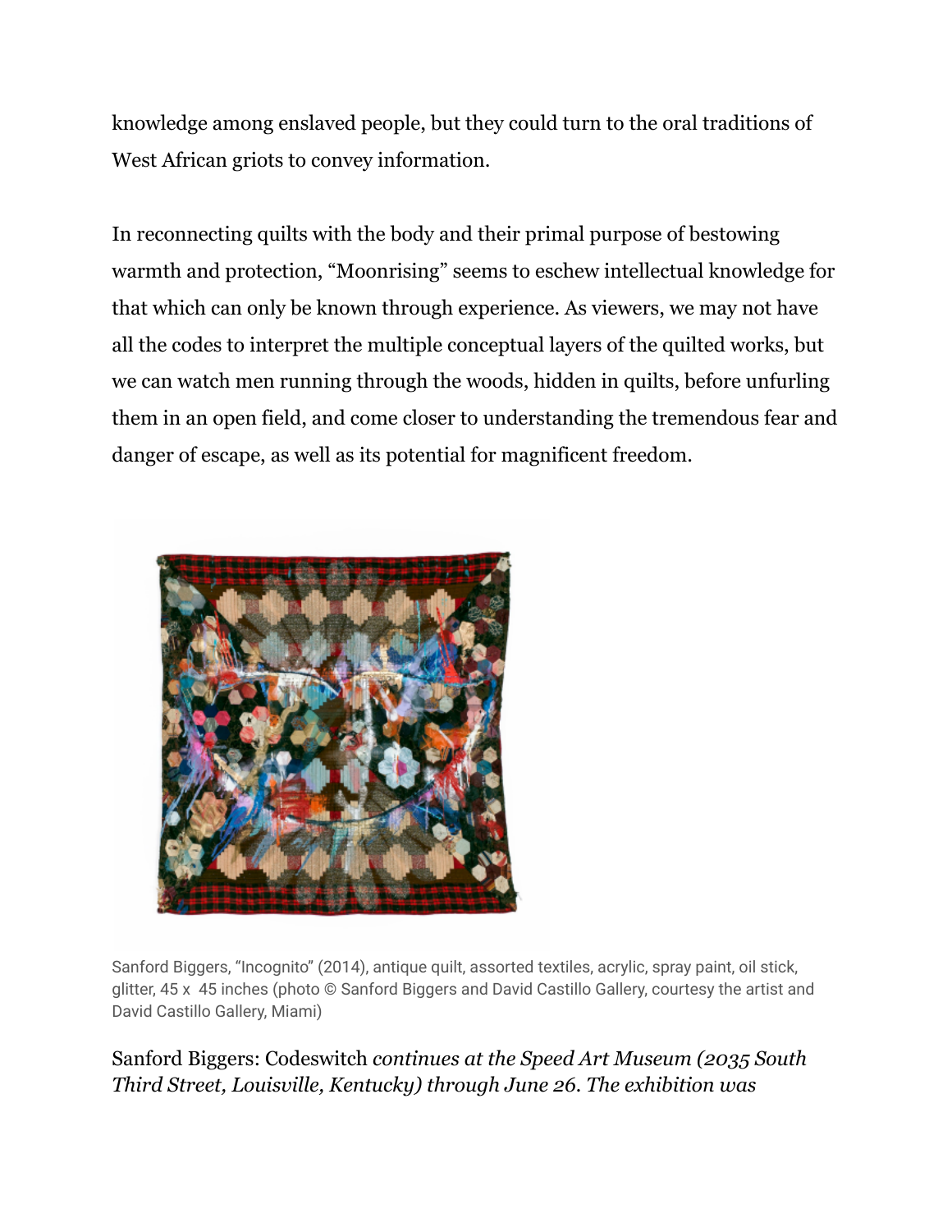knowledge among enslaved people, but they could turn to the oral traditions of West African griots to convey information.

In reconnecting quilts with the body and their primal purpose of bestowing warmth and protection, "Moonrising" seems to eschew intellectual knowledge for that which can only be known through experience. As viewers, we may not have all the codes to interpret the multiple conceptual layers of the quilted works, but we can watch men running through the woods, hidden in quilts, before unfurling them in an open field, and come closer to understanding the tremendous fear and danger of escape, as well as its potential for magnificent freedom.

Sanford Biggers, "Incognito" (2014), antique quilt, assorted textiles, acrylic, spray paint, oil stick, glitter, 45 x 45 inches (photo © Sanford Biggers and David Castillo Gallery, courtesy the artist and David Castillo Gallery, Miami)

Sanford Biggers: Codeswitch *continues at the Speed Art Museum (2035 South Third Street, Louisville, Kentucky) through June 26. The exhibition was*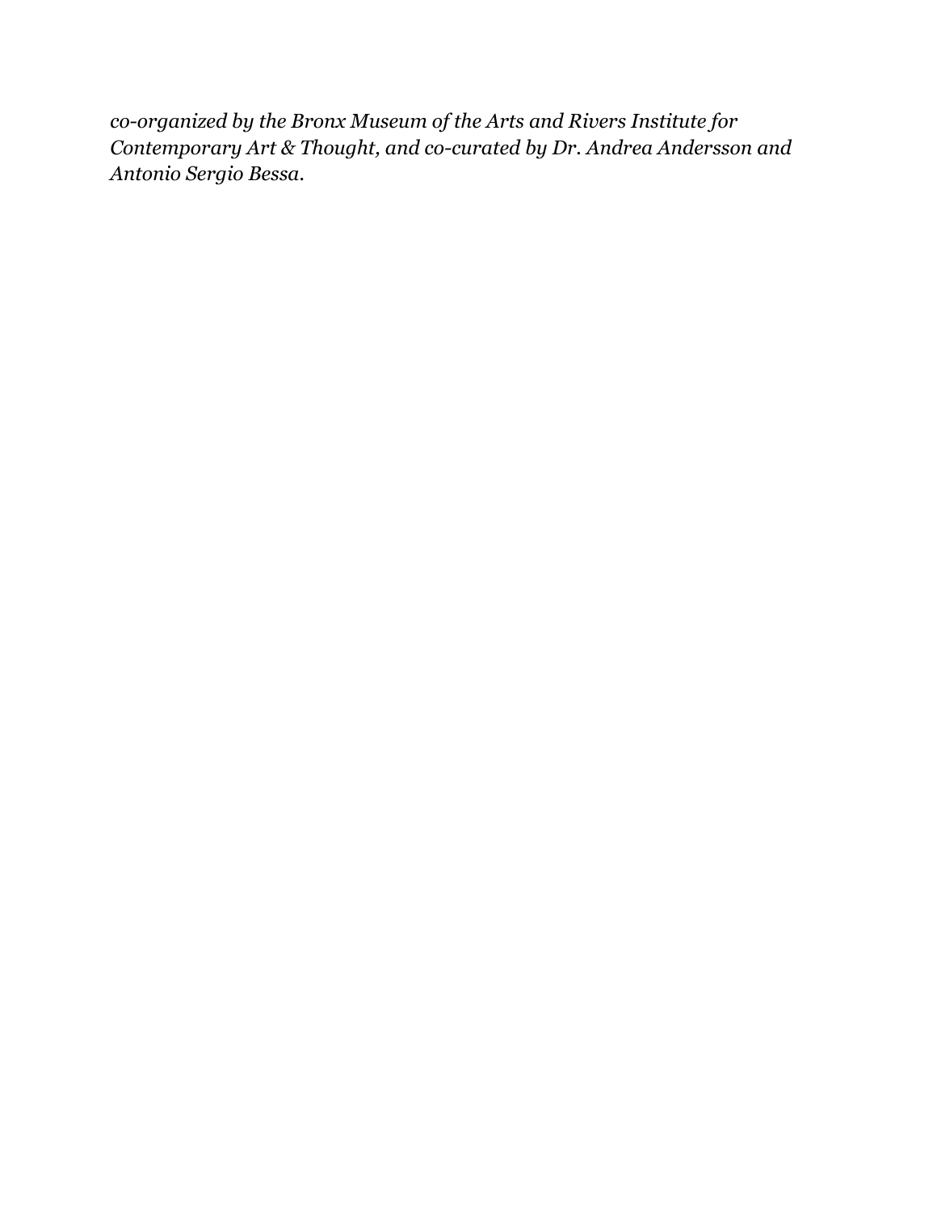*co-organized by the Bronx Museum of the Arts and Rivers Institute for Contemporary Art & Thought, and co-curated by Dr. Andrea Andersson and Antonio Sergio Bessa.*